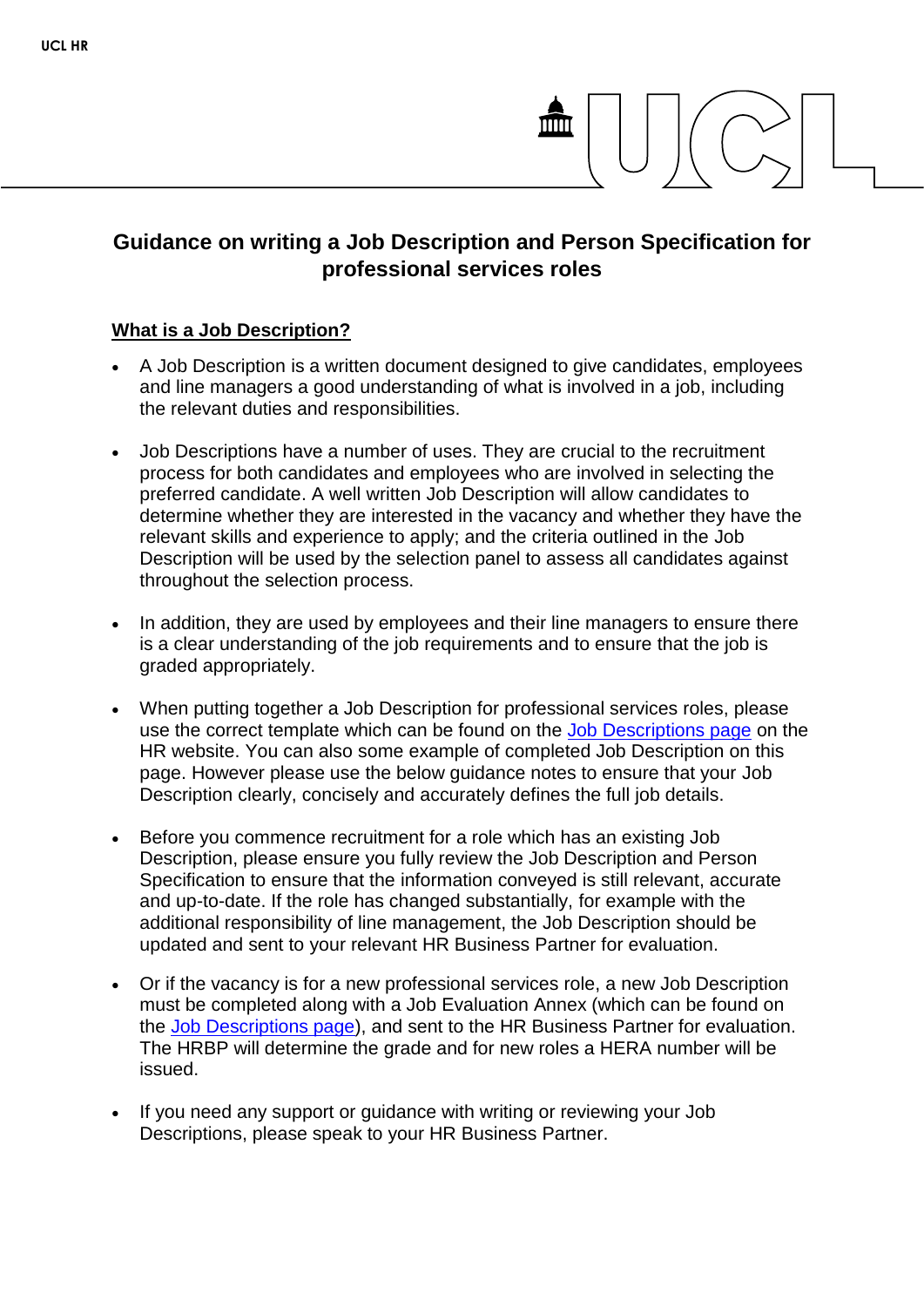# Guidance on writing a Job Description and Person Specification for professional services roles

## What is a Job Description?

- A Job Description is a written document designed to give candidates, employees and line managers a good understanding of what is involved in a job, including the relevant duties and responsibilities.

- Job Descriptions have a number of uses. They are crucial to the recruitment process for both candidates and employees who are involved in selecting the preferred candidate. A well written Job Description will allow candidates to determine whether they are interested in the vacancy and whether they have the relevant skills and experience to apply; and the criteria outlined in the Job Description will be used by the selection panel to assess all candidates against throughout the selection process.

- In addition, they are used by employees and their line managers to ensure there is a clear understanding of the job requirements and to ensure that the job is graded appropriately.

- When putting together a Job Description for professional services roles, please use the correct template which can be found on the [Job Descriptions page] on the HR website. You can also some example of completed Job Description on this page. However please use the below guidance notes to ensure that your Job Description clearly, concisely and accurately defines the full job details.

- Before you commence recruitment for a role which has an existing Job Description, please ensure you fully review the Job Description and Person Specification to ensure that the information conveyed is still relevant, accurate and up-to-date. If the role has changed substantially, for example with the additional responsibility of line management, the Job Description should be updated and sent to your relevant HR Business Partner for evaluation.

- Or if the vacancy is for a new professional services role, a new Job Description must be completed along with a Job Evaluation Annex (which can be found on the [Job Descriptions page]), and sent to the HR Business Partner for evaluation. The HRBP will determine the grade and for new roles a HERA number will be issued.

- If you need any support or guidance with writing or reviewing your Job Descriptions, please speak to your HR Business Partner.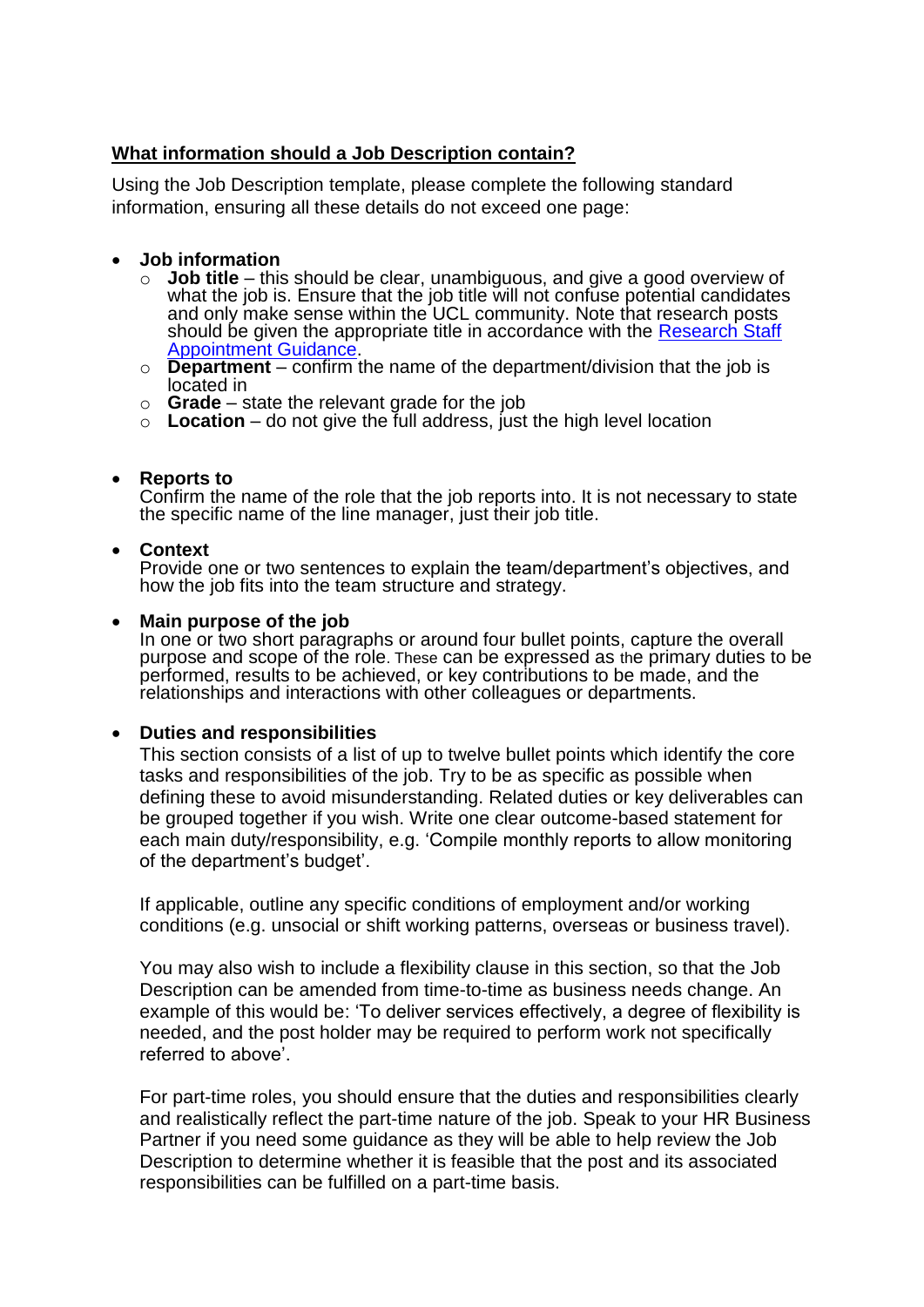## What information should a Job Description contain?

Using the Job Description template, please complete the following standard information, ensuring all these details do not exceed one page:

- **Job information**
  - **Job title** – this should be clear, unambiguous, and give a good overview of what the job is. Ensure that the job title will not confuse potential candidates and only make sense within the UCL community. Note that research posts should be given the appropriate title in accordance with the [Research Staff Appointment Guidance](Research Staff Appointment Guidance).
  - **Department** – confirm the name of the department/division that the job is located in
  - **Grade** – state the relevant grade for the job
  - **Location** – do not give the full address, just the high level location

- **Reports to**
  Confirm the name of the role that the job reports into. It is not necessary to state the specific name of the line manager, just their job title.

- **Context**
  Provide one or two sentences to explain the team/department's objectives, and how the job fits into the team structure and strategy.

- **Main purpose of the job**
  In one or two short paragraphs or around four bullet points, capture the overall purpose and scope of the role. These can be expressed as the primary duties to be performed, results to be achieved, or key contributions to be made, and the relationships and interactions with other colleagues or departments.

- **Duties and responsibilities**
  This section consists of a list of up to twelve bullet points which identify the core tasks and responsibilities of the job. Try to be as specific as possible when defining these to avoid misunderstanding. Related duties or key deliverables can be grouped together if you wish. Write one clear outcome-based statement for each main duty/responsibility, e.g. 'Compile monthly reports to allow monitoring of the department's budget'.

  If applicable, outline any specific conditions of employment and/or working conditions (e.g. unsocial or shift working patterns, overseas or business travel).

  You may also wish to include a flexibility clause in this section, so that the Job Description can be amended from time-to-time as business needs change. An example of this would be: 'To deliver services effectively, a degree of flexibility is needed, and the post holder may be required to perform work not specifically referred to above'.

  For part-time roles, you should ensure that the duties and responsibilities clearly and realistically reflect the part-time nature of the job. Speak to your HR Business Partner if you need some guidance as they will be able to help review the Job Description to determine whether it is feasible that the post and its associated responsibilities can be fulfilled on a part-time basis.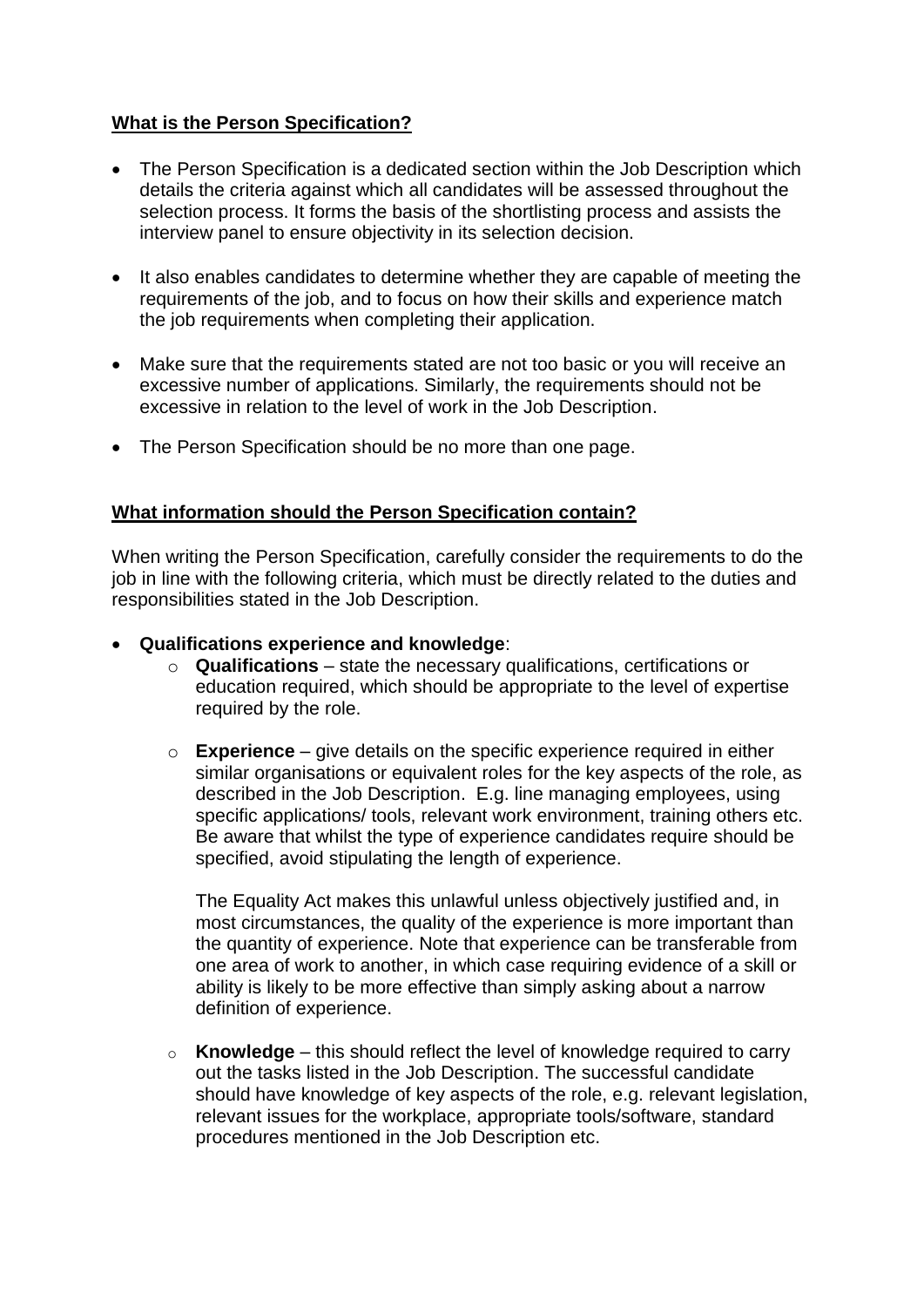**What is the Person Specification?**

- The Person Specification is a dedicated section within the Job Description which details the criteria against which all candidates will be assessed throughout the selection process. It forms the basis of the shortlisting process and assists the interview panel to ensure objectivity in its selection decision.
- It also enables candidates to determine whether they are capable of meeting the requirements of the job, and to focus on how their skills and experience match the job requirements when completing their application.
- Make sure that the requirements stated are not too basic or you will receive an excessive number of applications. Similarly, the requirements should not be excessive in relation to the level of work in the Job Description.
- The Person Specification should be no more than one page.

**What information should the Person Specification contain?**

When writing the Person Specification, carefully consider the requirements to do the job in line with the following criteria, which must be directly related to the duties and responsibilities stated in the Job Description.

- **Qualifications experience and knowledge**:
  - **Qualifications** – state the necessary qualifications, certifications or education required, which should be appropriate to the level of expertise required by the role.
  - **Experience** – give details on the specific experience required in either similar organisations or equivalent roles for the key aspects of the role, as described in the Job Description. E.g. line managing employees, using specific applications/ tools, relevant work environment, training others etc. Be aware that whilst the type of experience candidates require should be specified, avoid stipulating the length of experience.

    The Equality Act makes this unlawful unless objectively justified and, in most circumstances, the quality of the experience is more important than the quantity of experience. Note that experience can be transferable from one area of work to another, in which case requiring evidence of a skill or ability is likely to be more effective than simply asking about a narrow definition of experience.
  - **Knowledge** – this should reflect the level of knowledge required to carry out the tasks listed in the Job Description. The successful candidate should have knowledge of key aspects of the role, e.g. relevant legislation, relevant issues for the workplace, appropriate tools/software, standard procedures mentioned in the Job Description etc.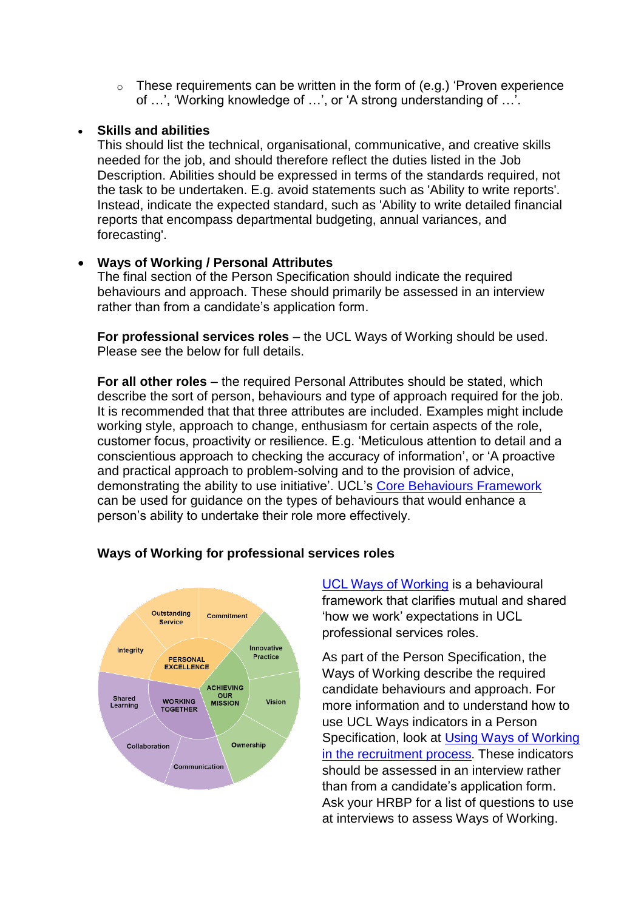- These requirements can be written in the form of (e.g.) 'Proven experience of …', 'Working knowledge of …', or 'A strong understanding of …'.

- **Skills and abilities**
  This should list the technical, organisational, communicative, and creative skills needed for the job, and should therefore reflect the duties listed in the Job Description. Abilities should be expressed in terms of the standards required, not the task to be undertaken. E.g. avoid statements such as 'Ability to write reports'. Instead, indicate the expected standard, such as 'Ability to write detailed financial reports that encompass departmental budgeting, annual variances, and forecasting'.

- **Ways of Working / Personal Attributes**
  The final section of the Person Specification should indicate the required behaviours and approach. These should primarily be assessed in an interview rather than from a candidate's application form.

  **For professional services roles** – the UCL Ways of Working should be used. Please see the below for full details.

  **For all other roles** – the required Personal Attributes should be stated, which describe the sort of person, behaviours and type of approach required for the job. It is recommended that that three attributes are included. Examples might include working style, approach to change, enthusiasm for certain aspects of the role, customer focus, proactivity or resilience. E.g. 'Meticulous attention to detail and a conscientious approach to checking the accuracy of information', or 'A proactive and practical approach to problem-solving and to the provision of advice, demonstrating the ability to use initiative'. UCL's [Core Behaviours Framework](#) can be used for guidance on the types of behaviours that would enhance a person's ability to undertake their role more effectively.

### Ways of Working for professional services roles

PERSONAL EXCELLENCE: Outstanding Service, Commitment, Integrity
ACHIEVING OUR MISSION: Innovative Practice, Vision, Ownership
WORKING TOGETHER: Shared Learning, Collaboration, Communication

[UCL Ways of Working](#) is a behavioural framework that clarifies mutual and shared 'how we work' expectations in UCL professional services roles.

As part of the Person Specification, the Ways of Working describe the required candidate behaviours and approach. For more information and to understand how to use UCL Ways indicators in a Person Specification, look at [Using Ways of Working in the recruitment process](#). These indicators should be assessed in an interview rather than from a candidate's application form. Ask your HRBP for a list of questions to use at interviews to assess Ways of Working.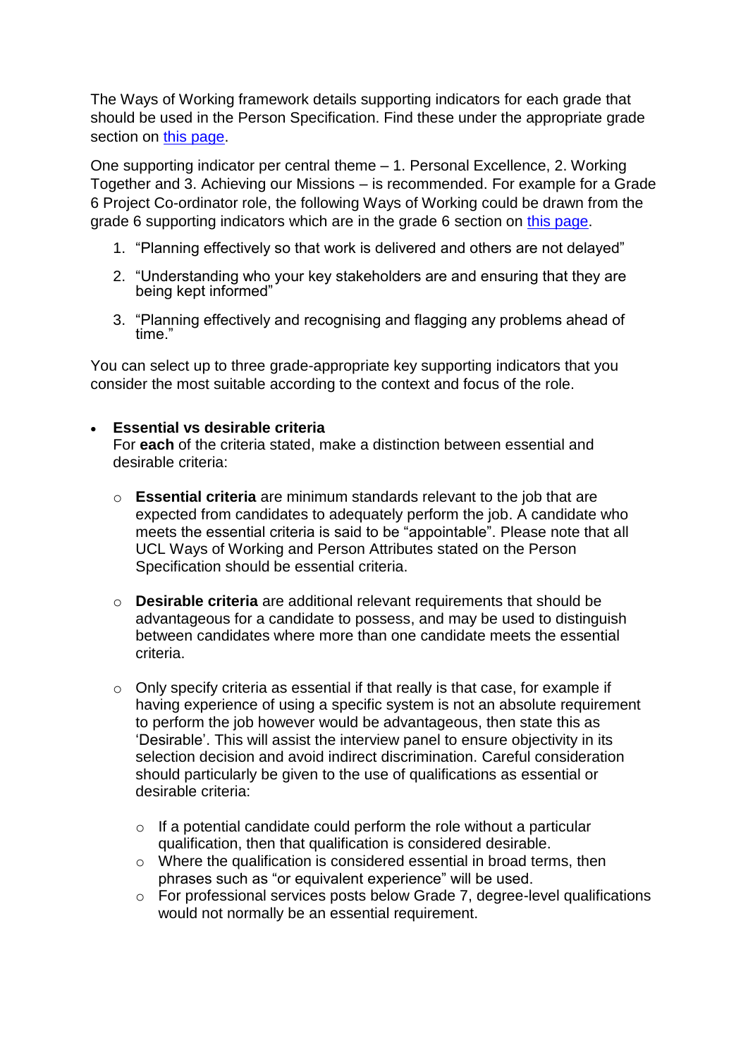The Ways of Working framework details supporting indicators for each grade that should be used in the Person Specification. Find these under the appropriate grade section on [this page](#).

One supporting indicator per central theme – 1. Personal Excellence, 2. Working Together and 3. Achieving our Missions – is recommended. For example for a Grade 6 Project Co-ordinator role, the following Ways of Working could be drawn from the grade 6 supporting indicators which are in the grade 6 section on [this page](#).

1. "Planning effectively so that work is delivered and others are not delayed"
2. "Understanding who your key stakeholders are and ensuring that they are being kept informed"
3. "Planning effectively and recognising and flagging any problems ahead of time."

You can select up to three grade-appropriate key supporting indicators that you consider the most suitable according to the context and focus of the role.

- **Essential vs desirable criteria**
  For **each** of the criteria stated, make a distinction between essential and desirable criteria:

  - **Essential criteria** are minimum standards relevant to the job that are expected from candidates to adequately perform the job. A candidate who meets the essential criteria is said to be "appointable". Please note that all UCL Ways of Working and Person Attributes stated on the Person Specification should be essential criteria.

  - **Desirable criteria** are additional relevant requirements that should be advantageous for a candidate to possess, and may be used to distinguish between candidates where more than one candidate meets the essential criteria.

  - Only specify criteria as essential if that really is that case, for example if having experience of using a specific system is not an absolute requirement to perform the job however would be advantageous, then state this as 'Desirable'. This will assist the interview panel to ensure objectivity in its selection decision and avoid indirect discrimination. Careful consideration should particularly be given to the use of qualifications as essential or desirable criteria:

    - If a potential candidate could perform the role without a particular qualification, then that qualification is considered desirable.
    - Where the qualification is considered essential in broad terms, then phrases such as "or equivalent experience" will be used.
    - For professional services posts below Grade 7, degree-level qualifications would not normally be an essential requirement.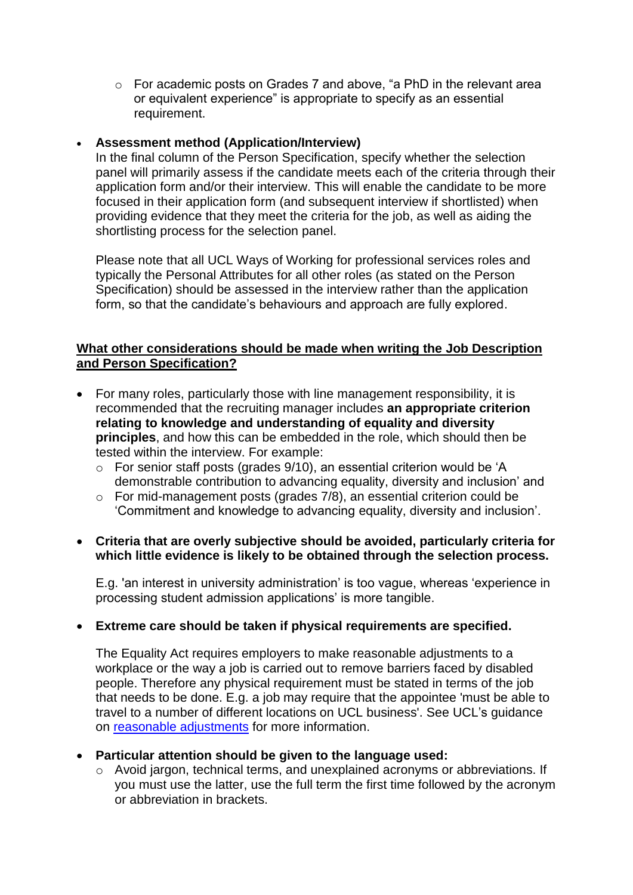- For academic posts on Grades 7 and above, "a PhD in the relevant area or equivalent experience" is appropriate to specify as an essential requirement.

- **Assessment method (Application/Interview)**
  In the final column of the Person Specification, specify whether the selection panel will primarily assess if the candidate meets each of the criteria through their application form and/or their interview. This will enable the candidate to be more focused in their application form (and subsequent interview if shortlisted) when providing evidence that they meet the criteria for the job, as well as aiding the shortlisting process for the selection panel.

  Please note that all UCL Ways of Working for professional services roles and typically the Personal Attributes for all other roles (as stated on the Person Specification) should be assessed in the interview rather than the application form, so that the candidate's behaviours and approach are fully explored.

**<u>What other considerations should be made when writing the Job Description and Person Specification?</u>**

- For many roles, particularly those with line management responsibility, it is recommended that the recruiting manager includes **an appropriate criterion relating to knowledge and understanding of equality and diversity principles**, and how this can be embedded in the role, which should then be tested within the interview. For example:
  - For senior staff posts (grades 9/10), an essential criterion would be 'A demonstrable contribution to advancing equality, diversity and inclusion' and
  - For mid-management posts (grades 7/8), an essential criterion could be 'Commitment and knowledge to advancing equality, diversity and inclusion'.

- **Criteria that are overly subjective should be avoided, particularly criteria for which little evidence is likely to be obtained through the selection process.**

  E.g. 'an interest in university administration' is too vague, whereas 'experience in processing student admission applications' is more tangible.

- **Extreme care should be taken if physical requirements are specified.**

  The Equality Act requires employers to make reasonable adjustments to a workplace or the way a job is carried out to remove barriers faced by disabled people. Therefore any physical requirement must be stated in terms of the job that needs to be done. E.g. a job may require that the appointee 'must be able to travel to a number of different locations on UCL business'. See UCL's guidance on reasonable adjustments for more information.

- **Particular attention should be given to the language used:**
  - Avoid jargon, technical terms, and unexplained acronyms or abbreviations. If you must use the latter, use the full term the first time followed by the acronym or abbreviation in brackets.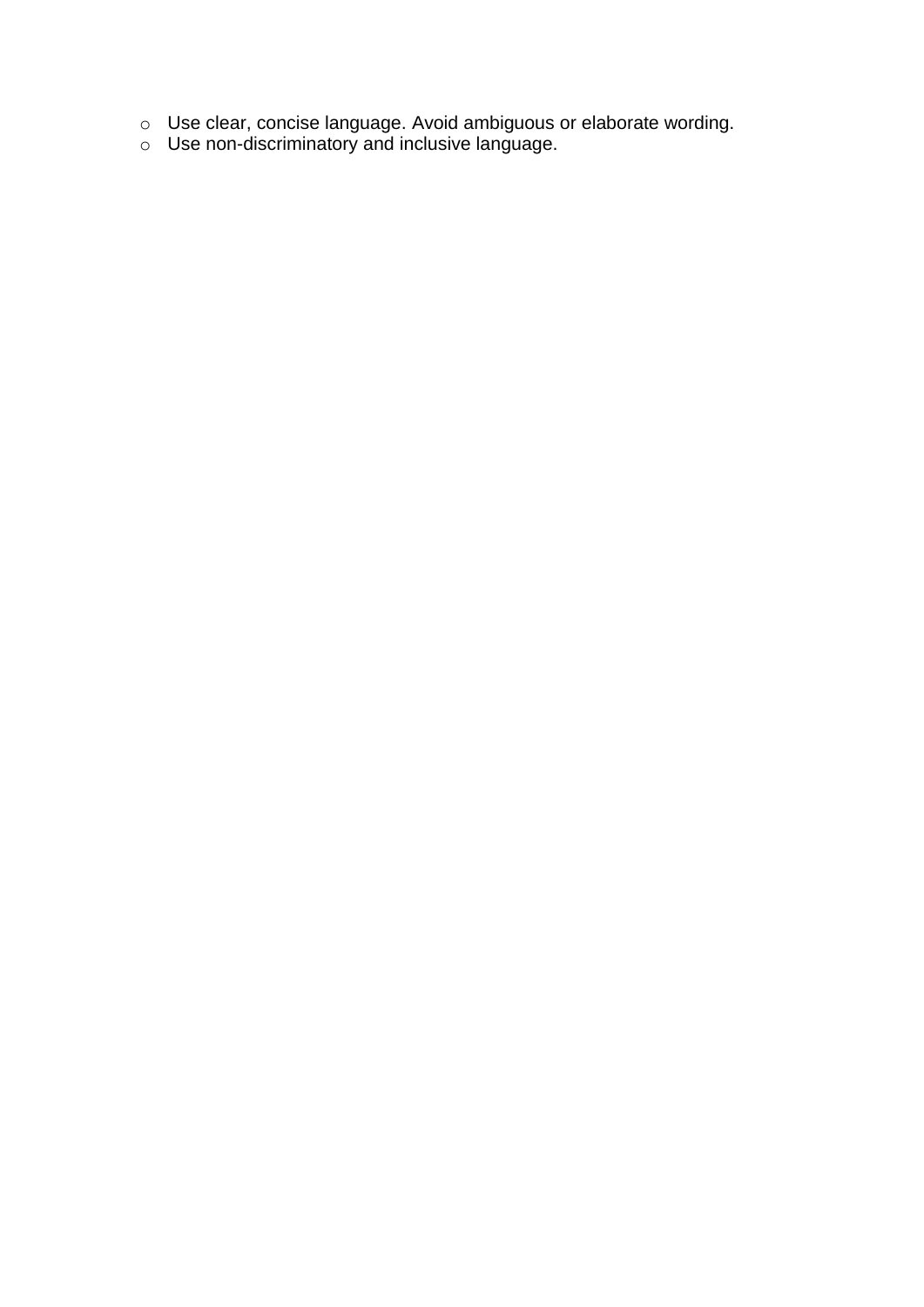- Use clear, concise language. Avoid ambiguous or elaborate wording.
- Use non-discriminatory and inclusive language.